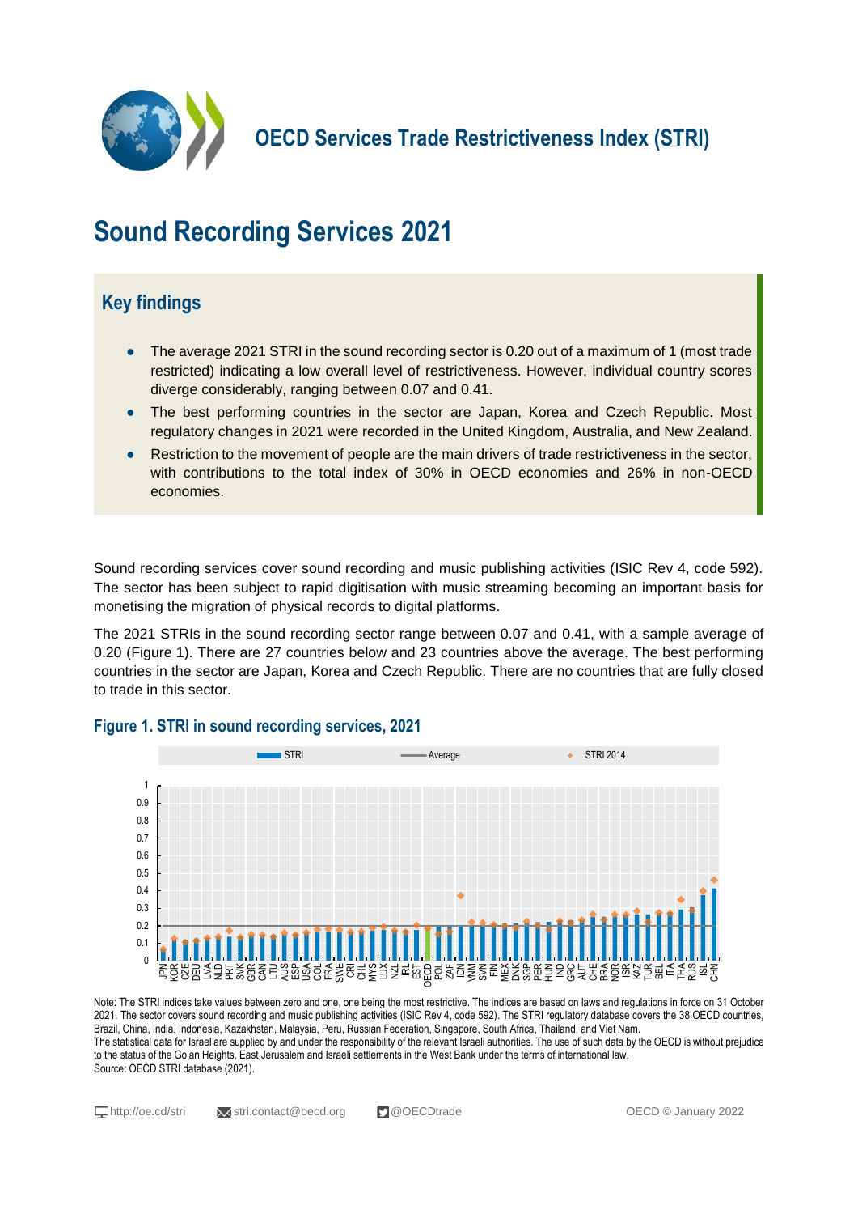# OECD Services Trade Restrictiveness Index (STRI)

# Sound Recording Services 2021

## Key findings

- The average 2021 STRI in the sound recording sector is 0.20 out of a maximum of 1 (most trade restricted) indicating a low overall level of restrictiveness. However, individual country scores diverge considerably, ranging between 0.07 and 0.41.
- The best performing countries in the sector are Japan, Korea and Czech Republic. Most regulatory changes in 2021 were recorded in the United Kingdom, Australia, and New Zealand.
- Restriction to the movement of people are the main drivers of trade restrictiveness in the sector, with contributions to the total index of 30% in OECD economies and 26% in non-OECD economies.

Sound recording services cover sound recording and music publishing activities (ISIC Rev 4, code 592). The sector has been subject to rapid digitisation with music streaming becoming an important basis for monetising the migration of physical records to digital platforms.

The 2021 STRIs in the sound recording sector range between 0.07 and 0.41, with a sample average of 0.20 (Figure 1). There are 27 countries below and 23 countries above the average. The best performing countries in the sector are Japan, Korea and Czech Republic. There are no countries that are fully closed to trade in this sector.

**Figure 1. STRI in sound recording services, 2021**

Note: The STRI indices take values between zero and one, one being the most restrictive. The indices are based on laws and regulations in force on 31 October 2021. The sector covers sound recording and music publishing activities (ISIC Rev 4, code 592). The STRI regulatory database covers the 38 OECD countries, Brazil, China, India, Indonesia, Kazakhstan, Malaysia, Peru, Russian Federation, Singapore, South Africa, Thailand, and Viet Nam.
The statistical data for Israel are supplied by and under the responsibility of the relevant Israeli authorities. The use of such data by the OECD is without prejudice to the status of the Golan Heights, East Jerusalem and Israeli settlements in the West Bank under the terms of international law.
Source: OECD STRI database (2021).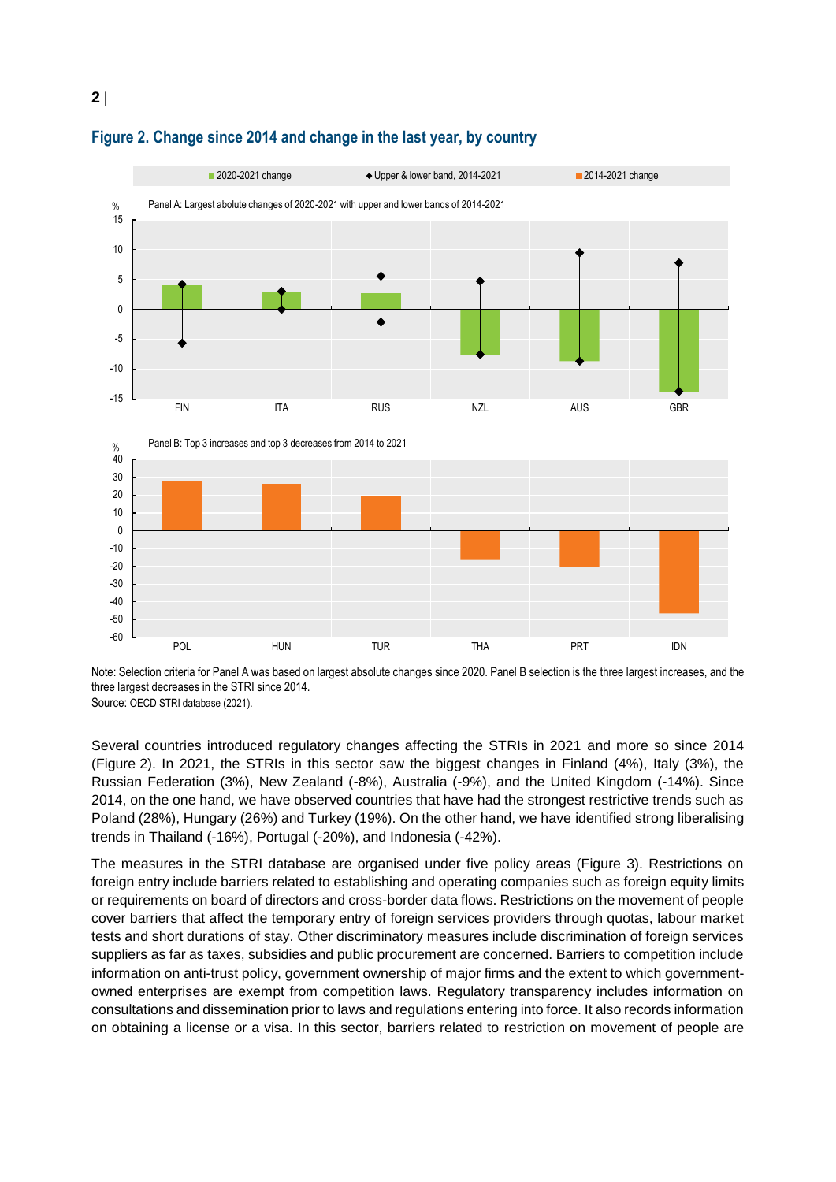## Figure 2. Change since 2014 and change in the last year, by country

Panel A: Largest abolute changes of 2020-2021 with upper and lower bands of 2014-2021

Panel B: Top 3 increases and top 3 decreases from 2014 to 2021

Note: Selection criteria for Panel A was based on largest absolute changes since 2020. Panel B selection is the three largest increases, and the three largest decreases in the STRI since 2014.

Source: OECD STRI database (2021).

Several countries introduced regulatory changes affecting the STRIs in 2021 and more so since 2014 (Figure 2). In 2021, the STRIs in this sector saw the biggest changes in Finland (4%), Italy (3%), the Russian Federation (3%), New Zealand (-8%), Australia (-9%), and the United Kingdom (-14%). Since 2014, on the one hand, we have observed countries that have had the strongest restrictive trends such as Poland (28%), Hungary (26%) and Turkey (19%). On the other hand, we have identified strong liberalising trends in Thailand (-16%), Portugal (-20%), and Indonesia (-42%).

The measures in the STRI database are organised under five policy areas (Figure 3). Restrictions on foreign entry include barriers related to establishing and operating companies such as foreign equity limits or requirements on board of directors and cross-border data flows. Restrictions on the movement of people cover barriers that affect the temporary entry of foreign services providers through quotas, labour market tests and short durations of stay. Other discriminatory measures include discrimination of foreign services suppliers as far as taxes, subsidies and public procurement are concerned. Barriers to competition include information on anti-trust policy, government ownership of major firms and the extent to which government-owned enterprises are exempt from competition laws. Regulatory transparency includes information on consultations and dissemination prior to laws and regulations entering into force. It also records information on obtaining a license or a visa. In this sector, barriers related to restriction on movement of people are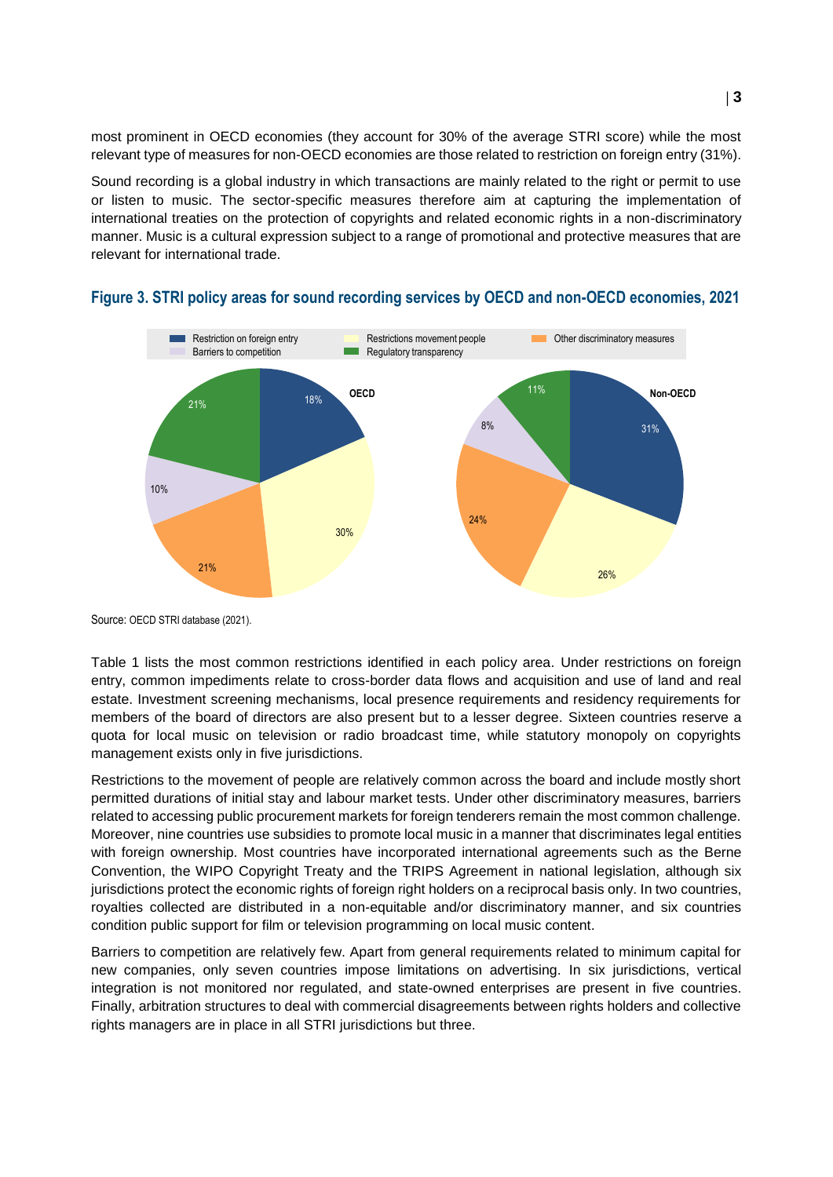most prominent in OECD economies (they account for 30% of the average STRI score) while the most relevant type of measures for non-OECD economies are those related to restriction on foreign entry (31%).

Sound recording is a global industry in which transactions are mainly related to the right or permit to use or listen to music. The sector-specific measures therefore aim at capturing the implementation of international treaties on the protection of copyrights and related economic rights in a non-discriminatory manner. Music is a cultural expression subject to a range of promotional and protective measures that are relevant for international trade.

**Figure 3. STRI policy areas for sound recording services by OECD and non-OECD economies, 2021**

| Policy area | OECD | Non-OECD |
| --- | --- | --- |
| Restriction on foreign entry | 18% | 31% |
| Restrictions movement people | 30% | 26% |
| Other discriminatory measures | 21% | 24% |
| Barriers to competition | 10% | 8% |
| Regulatory transparency | 21% | 11% |

Source: OECD STRI database (2021).

Table 1 lists the most common restrictions identified in each policy area. Under restrictions on foreign entry, common impediments relate to cross-border data flows and acquisition and use of land and real estate. Investment screening mechanisms, local presence requirements and residency requirements for members of the board of directors are also present but to a lesser degree. Sixteen countries reserve a quota for local music on television or radio broadcast time, while statutory monopoly on copyrights management exists only in five jurisdictions.

Restrictions to the movement of people are relatively common across the board and include mostly short permitted durations of initial stay and labour market tests. Under other discriminatory measures, barriers related to accessing public procurement markets for foreign tenderers remain the most common challenge. Moreover, nine countries use subsidies to promote local music in a manner that discriminates legal entities with foreign ownership. Most countries have incorporated international agreements such as the Berne Convention, the WIPO Copyright Treaty and the TRIPS Agreement in national legislation, although six jurisdictions protect the economic rights of foreign right holders on a reciprocal basis only. In two countries, royalties collected are distributed in a non-equitable and/or discriminatory manner, and six countries condition public support for film or television programming on local music content.

Barriers to competition are relatively few. Apart from general requirements related to minimum capital for new companies, only seven countries impose limitations on advertising. In six jurisdictions, vertical integration is not monitored nor regulated, and state-owned enterprises are present in five countries. Finally, arbitration structures to deal with commercial disagreements between rights holders and collective rights managers are in place in all STRI jurisdictions but three.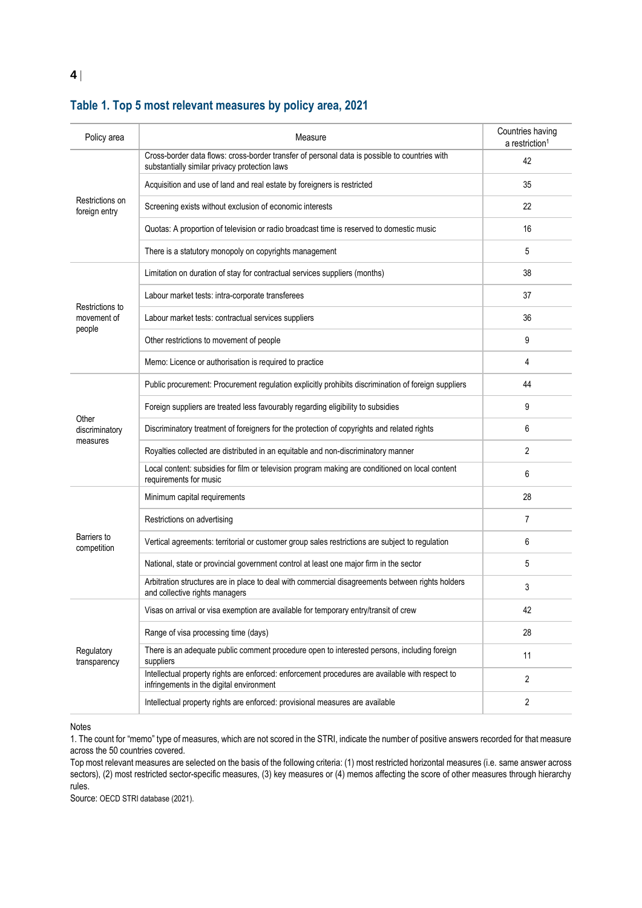## Table 1. Top 5 most relevant measures by policy area, 2021

| Policy area | Measure | Countries having a restriction[1] |
|---|---|---|
| Restrictions on foreign entry | Cross-border data flows: cross-border transfer of personal data is possible to countries with substantially similar privacy protection laws | 42 |
| | Acquisition and use of land and real estate by foreigners is restricted | 35 |
| | Screening exists without exclusion of economic interests | 22 |
| | Quotas: A proportion of television or radio broadcast time is reserved to domestic music | 16 |
| | There is a statutory monopoly on copyrights management | 5 |
| Restrictions to movement of people | Limitation on duration of stay for contractual services suppliers (months) | 38 |
| | Labour market tests: intra-corporate transferees | 37 |
| | Labour market tests: contractual services suppliers | 36 |
| | Other restrictions to movement of people | 9 |
| | Memo: Licence or authorisation is required to practice | 4 |
| Other discriminatory measures | Public procurement: Procurement regulation explicitly prohibits discrimination of foreign suppliers | 44 |
| | Foreign suppliers are treated less favourably regarding eligibility to subsidies | 9 |
| | Discriminatory treatment of foreigners for the protection of copyrights and related rights | 6 |
| | Royalties collected are distributed in an equitable and non-discriminatory manner | 2 |
| | Local content: subsidies for film or television program making are conditioned on local content requirements for music | 6 |
| Barriers to competition | Minimum capital requirements | 28 |
| | Restrictions on advertising | 7 |
| | Vertical agreements: territorial or customer group sales restrictions are subject to regulation | 6 |
| | National, state or provincial government control at least one major firm in the sector | 5 |
| | Arbitration structures are in place to deal with commercial disagreements between rights holders and collective rights managers | 3 |
| Regulatory transparency | Visas on arrival or visa exemption are available for temporary entry/transit of crew | 42 |
| | Range of visa processing time (days) | 28 |
| | There is an adequate public comment procedure open to interested persons, including foreign suppliers | 11 |
| | Intellectual property rights are enforced: enforcement procedures are available with respect to infringements in the digital environment | 2 |
| | Intellectual property rights are enforced: provisional measures are available | 2 |

Notes

1. The count for "memo" type of measures, which are not scored in the STRI, indicate the number of positive answers recorded for that measure across the 50 countries covered.

Top most relevant measures are selected on the basis of the following criteria: (1) most restricted horizontal measures (i.e. same answer across sectors), (2) most restricted sector-specific measures, (3) key measures or (4) memos affecting the score of other measures through hierarchy rules.

Source: OECD STRI database (2021).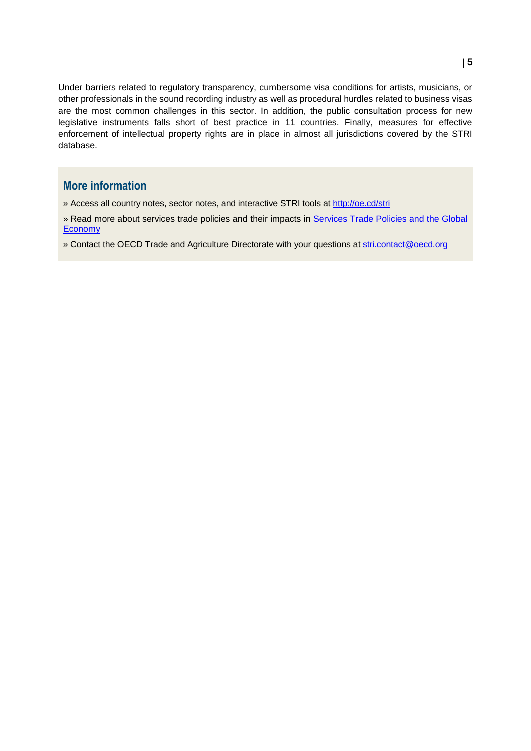Under barriers related to regulatory transparency, cumbersome visa conditions for artists, musicians, or other professionals in the sound recording industry as well as procedural hurdles related to business visas are the most common challenges in this sector. In addition, the public consultation process for new legislative instruments falls short of best practice in 11 countries. Finally, measures for effective enforcement of intellectual property rights are in place in almost all jurisdictions covered by the STRI database.

## More information

» Access all country notes, sector notes, and interactive STRI tools at [http://oe.cd/stri](http://oe.cd/stri)

» Read more about services trade policies and their impacts in Services Trade Policies and the Global Economy

» Contact the OECD Trade and Agriculture Directorate with your questions at stri.contact@oecd.org